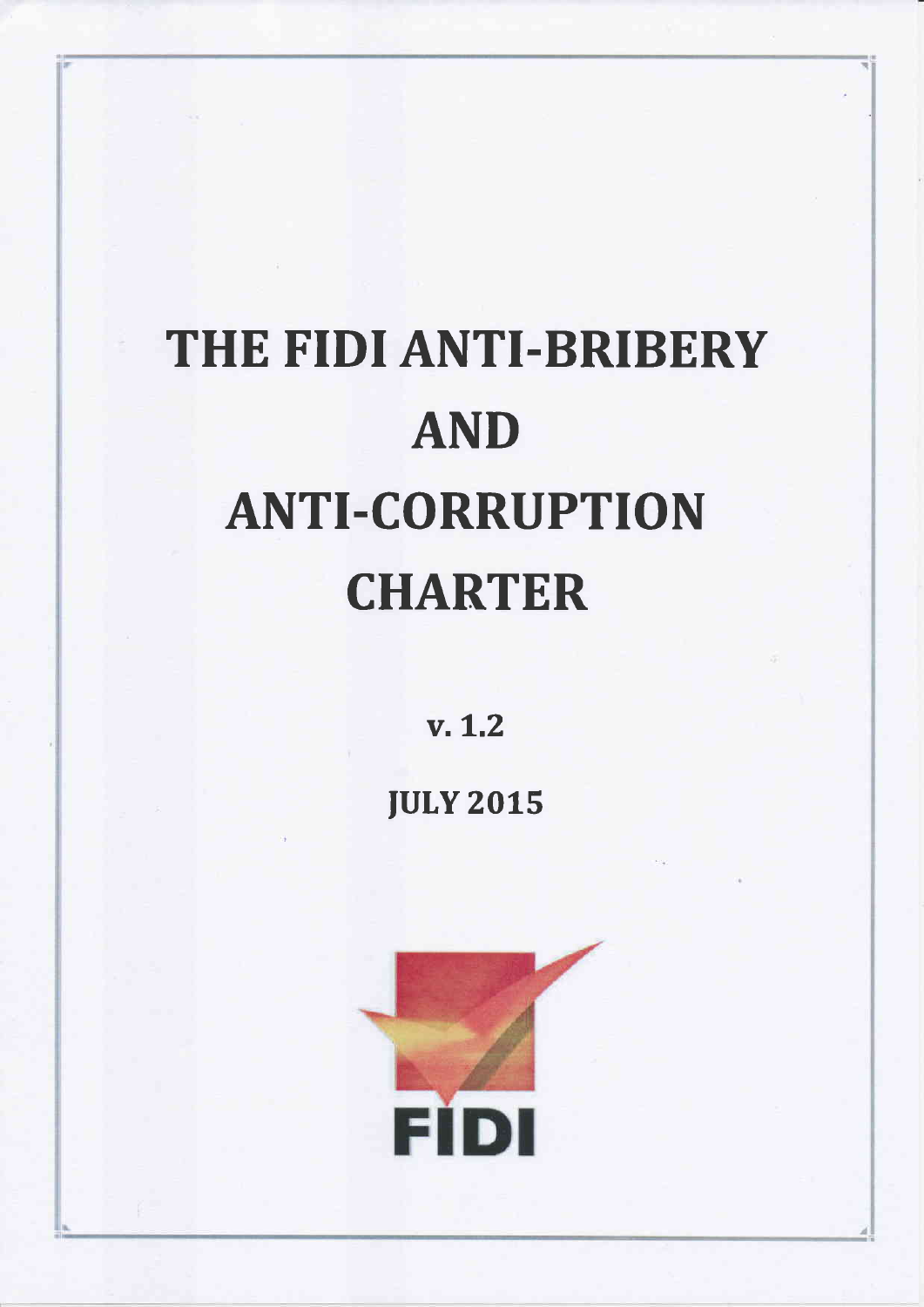# THE FIDI ANTI-BRIBERY AND ANTI-CORRUPTION CHARTER

v. 1.2

JULY 2015

FIDI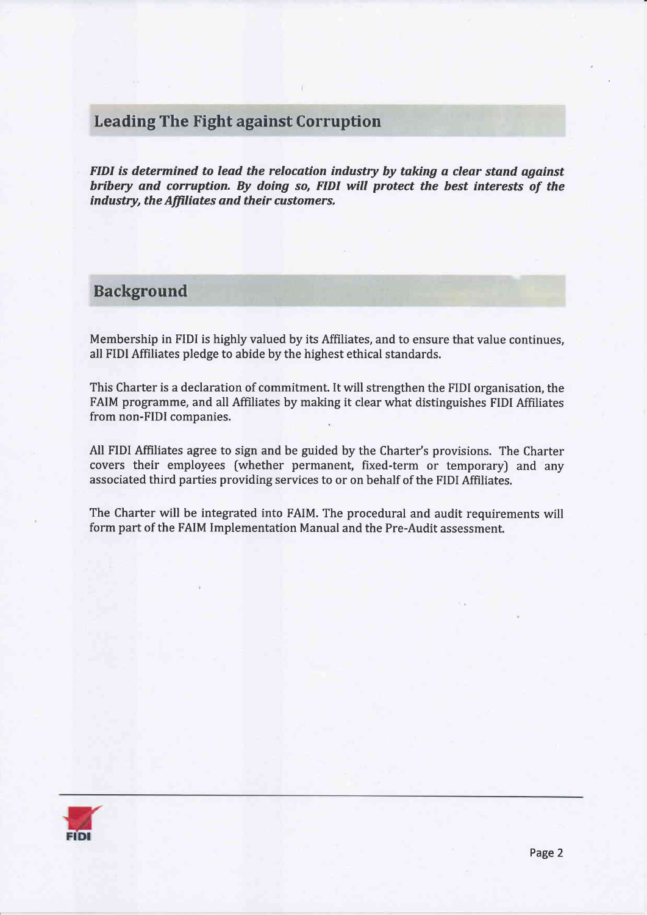## Leading The Fight against Corruption

***FIDI is determined to lead the relocation industry by taking a clear stand against bribery and corruption. By doing so, FIDI will protect the best interests of the industry, the Affiliates and their customers.***

## Background

Membership in FIDI is highly valued by its Affiliates, and to ensure that value continues, all FIDI Affiliates pledge to abide by the highest ethical standards.

This Charter is a declaration of commitment. It will strengthen the FIDI organisation, the FAIM programme, and all Affiliates by making it clear what distinguishes FIDI Affiliates from non-FIDI companies.

All FIDI Affiliates agree to sign and be guided by the Charter's provisions. The Charter covers their employees (whether permanent, fixed-term or temporary) and any associated third parties providing services to or on behalf of the FIDI Affiliates.

The Charter will be integrated into FAIM. The procedural and audit requirements will form part of the FAIM Implementation Manual and the Pre-Audit assessment.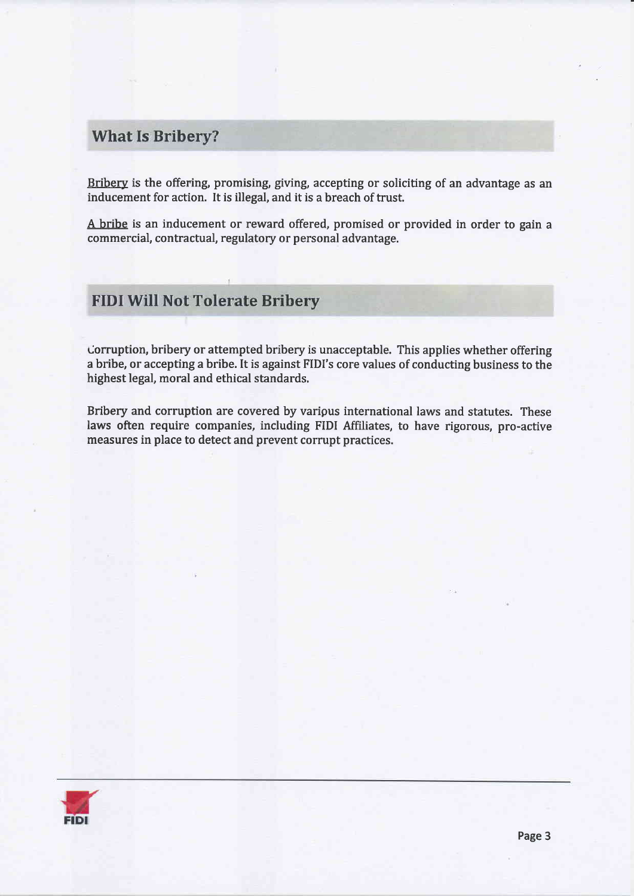## What Is Bribery?

Bribery is the offering, promising, giving, accepting or soliciting of an advantage as an inducement for action. It is illegal, and it is a breach of trust.

A bribe is an inducement or reward offered, promised or provided in order to gain a commercial, contractual, regulatory or personal advantage.

## FIDI Will Not Tolerate Bribery

Corruption, bribery or attempted bribery is unacceptable. This applies whether offering a bribe, or accepting a bribe. It is against FIDI's core values of conducting business to the highest legal, moral and ethical standards.

Bribery and corruption are covered by various international laws and statutes. These laws often require companies, including FIDI Affiliates, to have rigorous, pro-active measures in place to detect and prevent corrupt practices.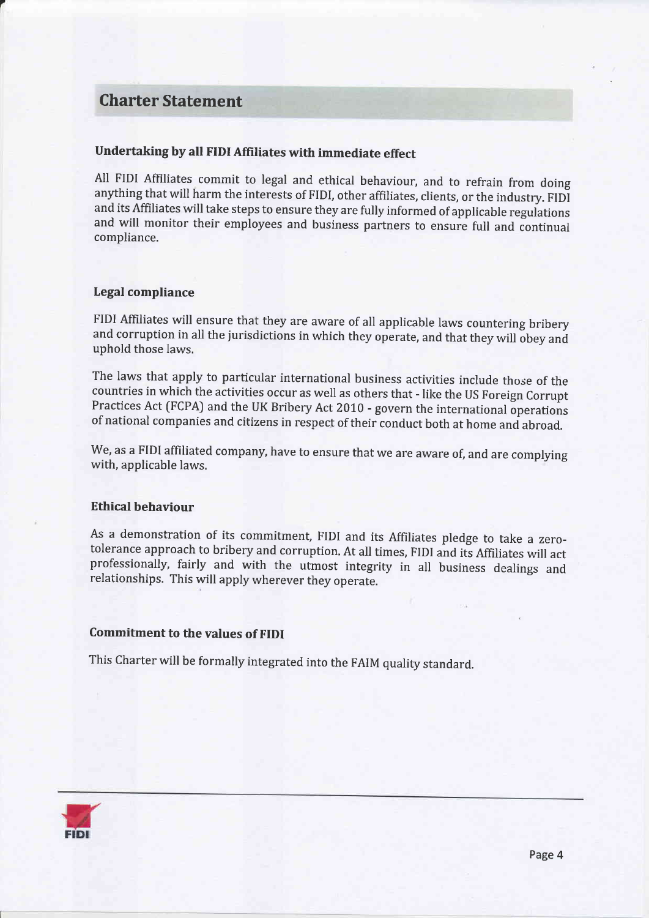# Charter Statement

### Undertaking by all FIDI Affiliates with immediate effect

All FIDI Affiliates commit to legal and ethical behaviour, and to refrain from doing anything that will harm the interests of FIDI, other affiliates, clients, or the industry. FIDI and its Affiliates will take steps to ensure they are fully informed of applicable regulations and will monitor their employees and business partners to ensure full and continual compliance.

### Legal compliance

FIDI Affiliates will ensure that they are aware of all applicable laws countering bribery and corruption in all the jurisdictions in which they operate, and that they will obey and uphold those laws.

The laws that apply to particular international business activities include those of the countries in which the activities occur as well as others that - like the US Foreign Corrupt Practices Act (FCPA) and the UK Bribery Act 2010 - govern the international operations of national companies and citizens in respect of their conduct both at home and abroad.

We, as a FIDI affiliated company, have to ensure that we are aware of, and are complying with, applicable laws.

### Ethical behaviour

As a demonstration of its commitment, FIDI and its Affiliates pledge to take a zero-tolerance approach to bribery and corruption. At all times, FIDI and its Affiliates will act professionally, fairly and with the utmost integrity in all business dealings and relationships. This will apply wherever they operate.

### Commitment to the values of FIDI

This Charter will be formally integrated into the FAIM quality standard.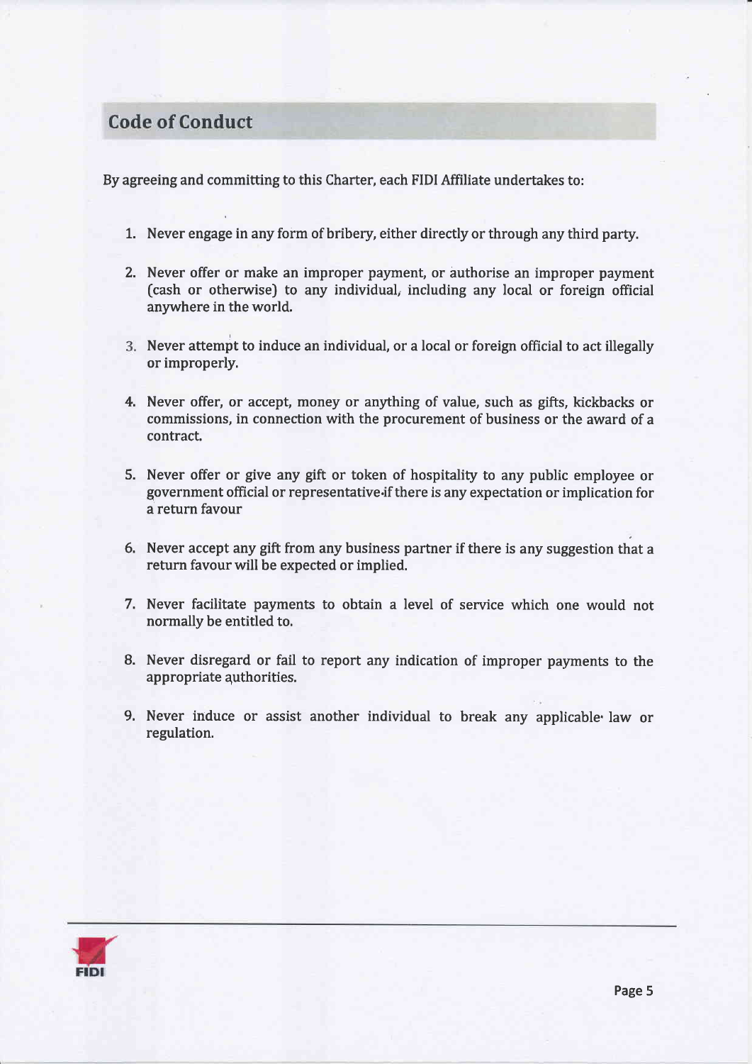## Code of Conduct

By agreeing and committing to this Charter, each FIDI Affiliate undertakes to:

1. Never engage in any form of bribery, either directly or through any third party.
2. Never offer or make an improper payment, or authorise an improper payment (cash or otherwise) to any individual, including any local or foreign official anywhere in the world.
3. Never attempt to induce an individual, or a local or foreign official to act illegally or improperly.
4. Never offer, or accept, money or anything of value, such as gifts, kickbacks or commissions, in connection with the procurement of business or the award of a contract.
5. Never offer or give any gift or token of hospitality to any public employee or government official or representative if there is any expectation or implication for a return favour
6. Never accept any gift from any business partner if there is any suggestion that a return favour will be expected or implied.
7. Never facilitate payments to obtain a level of service which one would not normally be entitled to.
8. Never disregard or fail to report any indication of improper payments to the appropriate authorities.
9. Never induce or assist another individual to break any applicable law or regulation.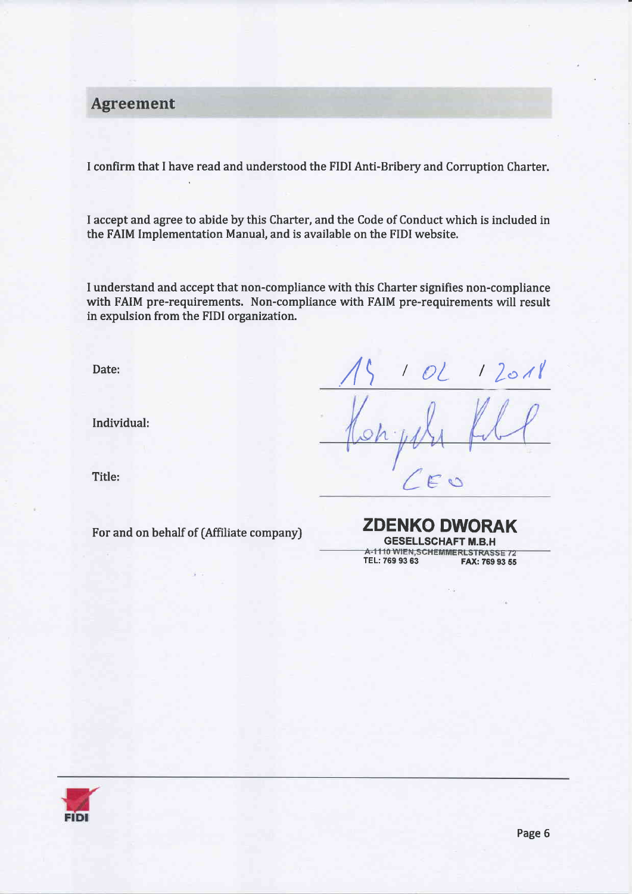## Agreement

I confirm that I have read and understood the FIDI Anti-Bribery and Corruption Charter.

I accept and agree to abide by this Charter, and the Code of Conduct which is included in the FAIM Implementation Manual, and is available on the FIDI website.

I understand and accept that non-compliance with this Charter signifies non-compliance with FAIM pre-requirements. Non-compliance with FAIM pre-requirements will result in expulsion from the FIDI organization.

Date: 15 / 02 / 2018

Individual: [signature]

Title: CEO

For and on behalf of (Affiliate company)

**ZDENKO DWORAK**
**GESELLSCHAFT M.B.H**
A-1110 WIEN, SCHEMMERLSTRASSE 72
TEL: 769 93 63 FAX: 769 93 55